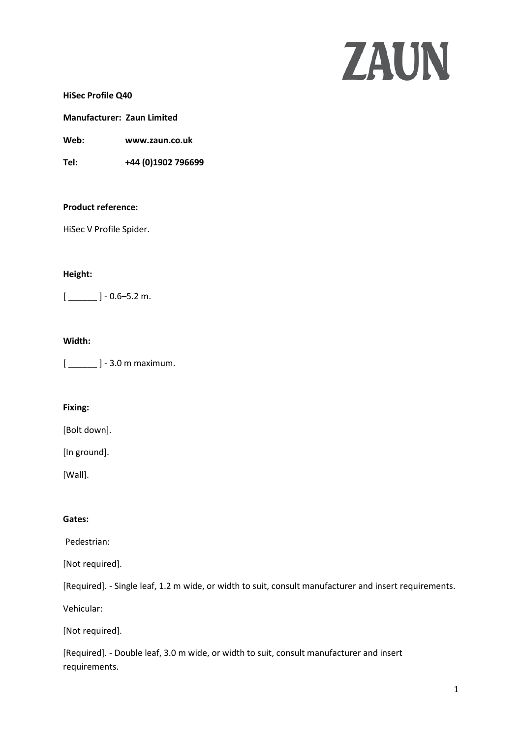ZAUN

**HiSec Profile Q40**

**Manufacturer: Zaun Limited**

**Web:** **www.zaun.co.uk**

**Tel:** **+44 (0)1902 796699**

**Product reference:**

HiSec V Profile Spider.

**Height:**

[ ______ ] - 0.6–5.2 m.

**Width:**

[ ______ ] - 3.0 m maximum.

**Fixing:**

[Bolt down].

[In ground].

[Wall].

**Gates:**

Pedestrian:

[Not required].

[Required]. - Single leaf, 1.2 m wide, or width to suit, consult manufacturer and insert requirements.

Vehicular:

[Not required].

[Required]. - Double leaf, 3.0 m wide, or width to suit, consult manufacturer and insert requirements.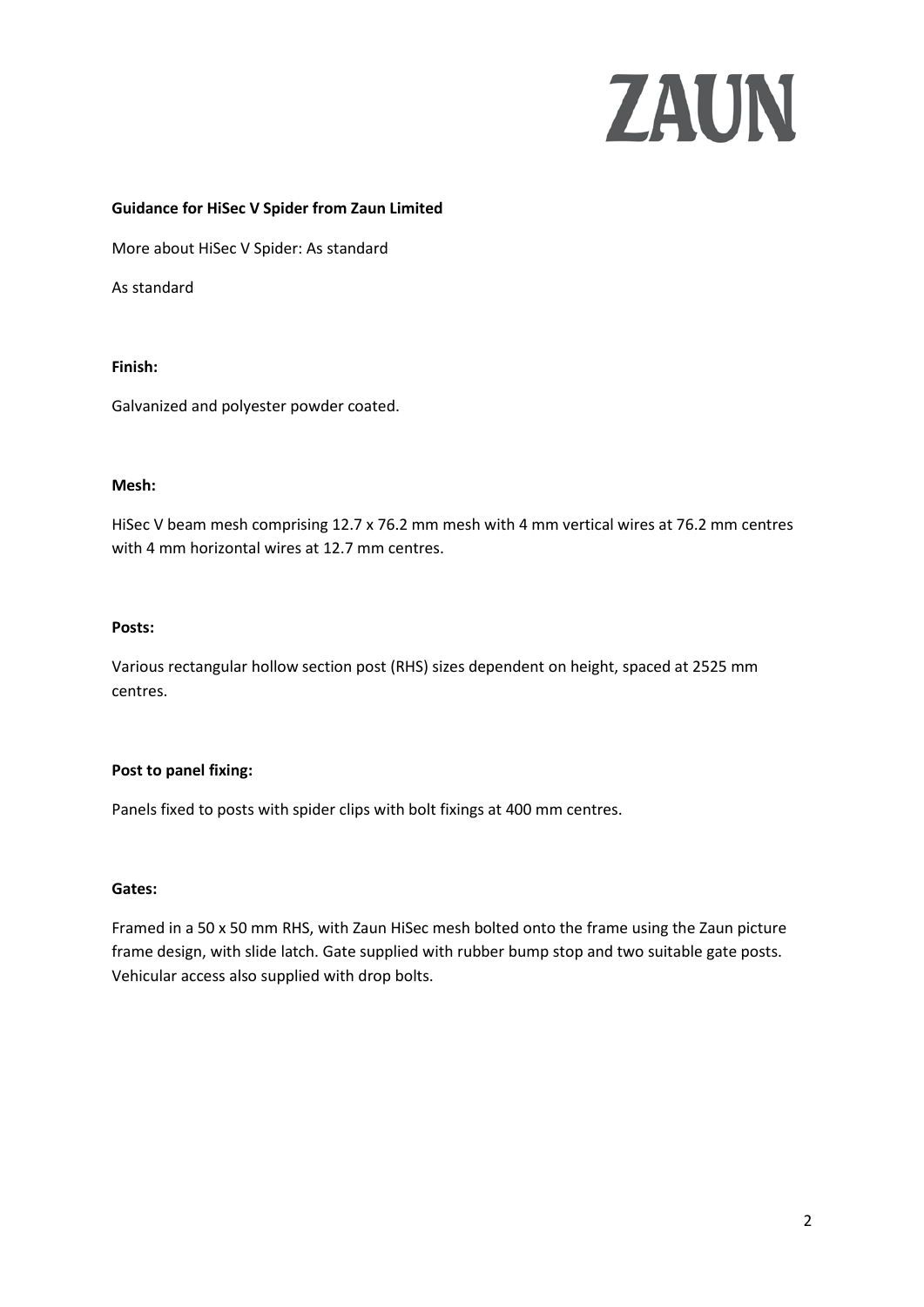ZAUN

**Guidance for HiSec V Spider from Zaun Limited**

More about HiSec V Spider: As standard

As standard

**Finish:**

Galvanized and polyester powder coated.

**Mesh:**

HiSec V beam mesh comprising 12.7 x 76.2 mm mesh with 4 mm vertical wires at 76.2 mm centres with 4 mm horizontal wires at 12.7 mm centres.

**Posts:**

Various rectangular hollow section post (RHS) sizes dependent on height, spaced at 2525 mm centres.

**Post to panel fixing:**

Panels fixed to posts with spider clips with bolt fixings at 400 mm centres.

**Gates:**

Framed in a 50 x 50 mm RHS, with Zaun HiSec mesh bolted onto the frame using the Zaun picture frame design, with slide latch. Gate supplied with rubber bump stop and two suitable gate posts. Vehicular access also supplied with drop bolts.